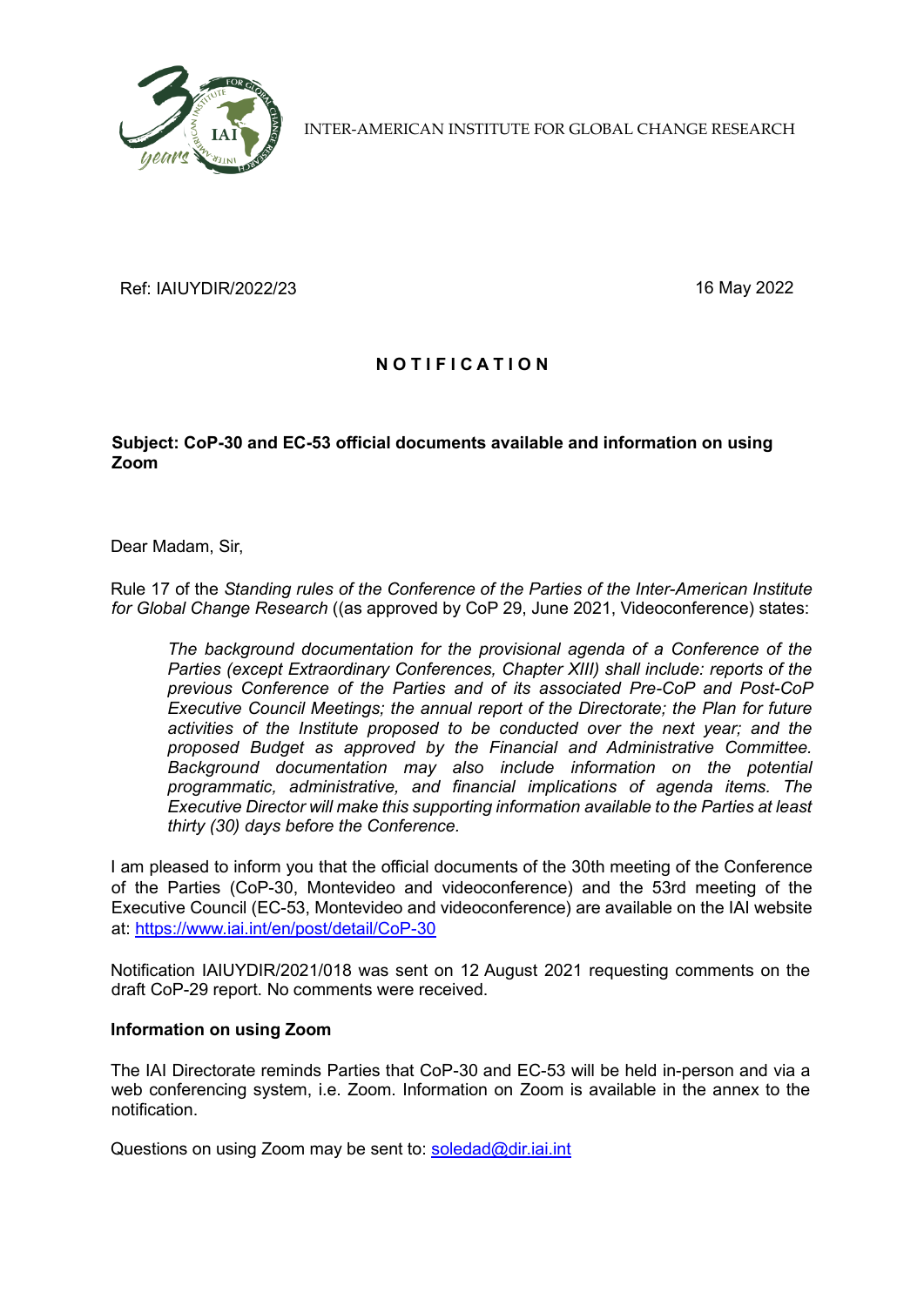INTER-AMERICAN INSTITUTE FOR GLOBAL CHANGE RESEARCH

Ref: IAIUYDIR/2022/23

16 May 2022

# NOTIFICATION

**Subject: CoP-30 and EC-53 official documents available and information on using Zoom**

Dear Madam, Sir,

Rule 17 of the *Standing rules of the Conference of the Parties of the Inter-American Institute for Global Change Research* ((as approved by CoP 29, June 2021, Videoconference) states:

> *The background documentation for the provisional agenda of a Conference of the Parties (except Extraordinary Conferences, Chapter XIII) shall include: reports of the previous Conference of the Parties and of its associated Pre-CoP and Post-CoP Executive Council Meetings; the annual report of the Directorate; the Plan for future activities of the Institute proposed to be conducted over the next year; and the proposed Budget as approved by the Financial and Administrative Committee. Background documentation may also include information on the potential programmatic, administrative, and financial implications of agenda items. The Executive Director will make this supporting information available to the Parties at least thirty (30) days before the Conference.*

I am pleased to inform you that the official documents of the 30th meeting of the Conference of the Parties (CoP-30, Montevideo and videoconference) and the 53rd meeting of the Executive Council (EC-53, Montevideo and videoconference) are available on the IAI website at: [https://www.iai.int/en/post/detail/CoP-30](https://www.iai.int/en/post/detail/CoP-30)

Notification IAIUYDIR/2021/018 was sent on 12 August 2021 requesting comments on the draft CoP-29 report. No comments were received.

**Information on using Zoom**

The IAI Directorate reminds Parties that CoP-30 and EC-53 will be held in-person and via a web conferencing system, i.e. Zoom. Information on Zoom is available in the annex to the notification.

Questions on using Zoom may be sent to: [soledad@dir.iai.int](mailto:soledad@dir.iai.int)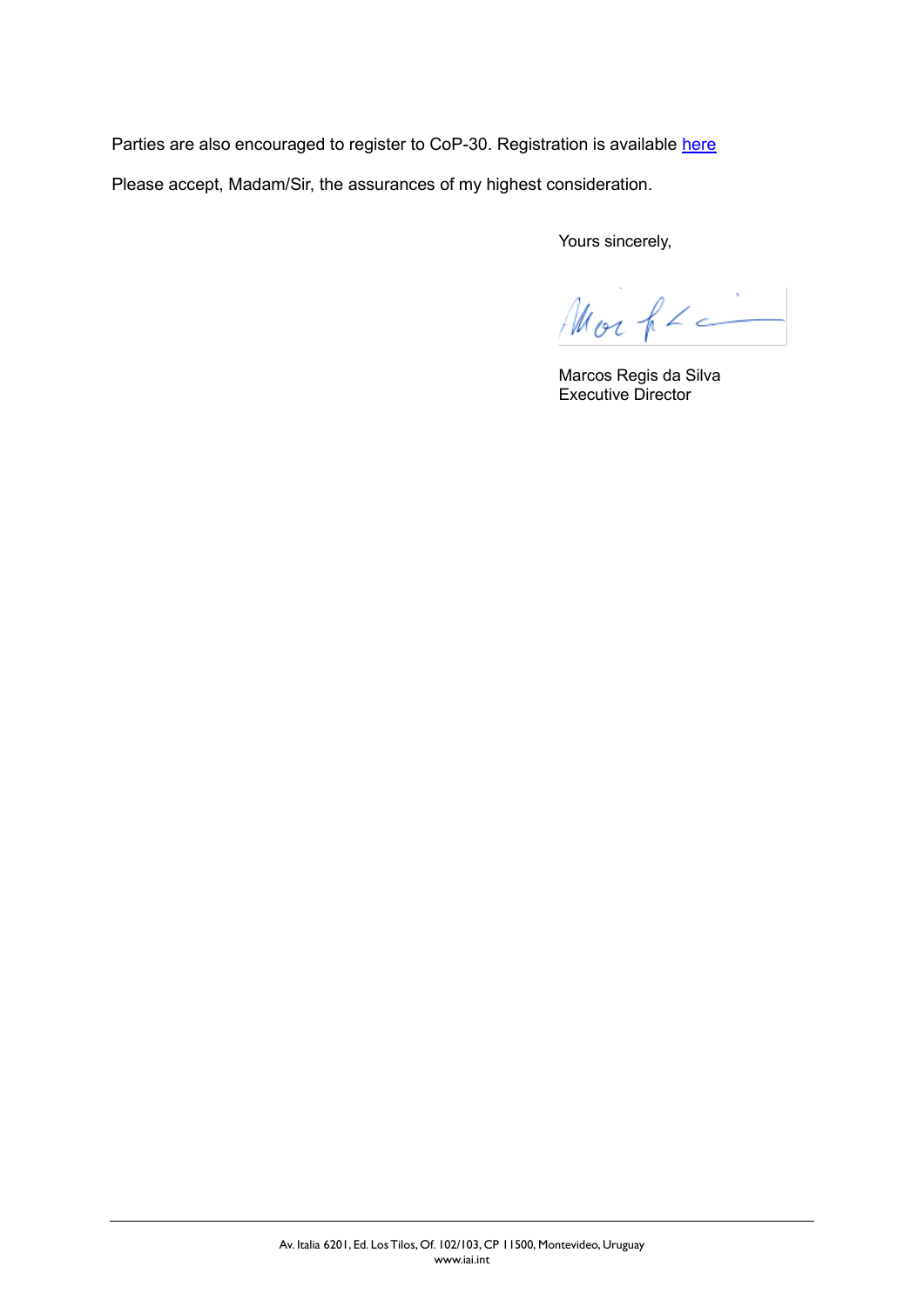Parties are also encouraged to register to CoP-30. Registration is available here

Please accept, Madam/Sir, the assurances of my highest consideration.

Yours sincerely,

Marcos Regis da Silva
Executive Director